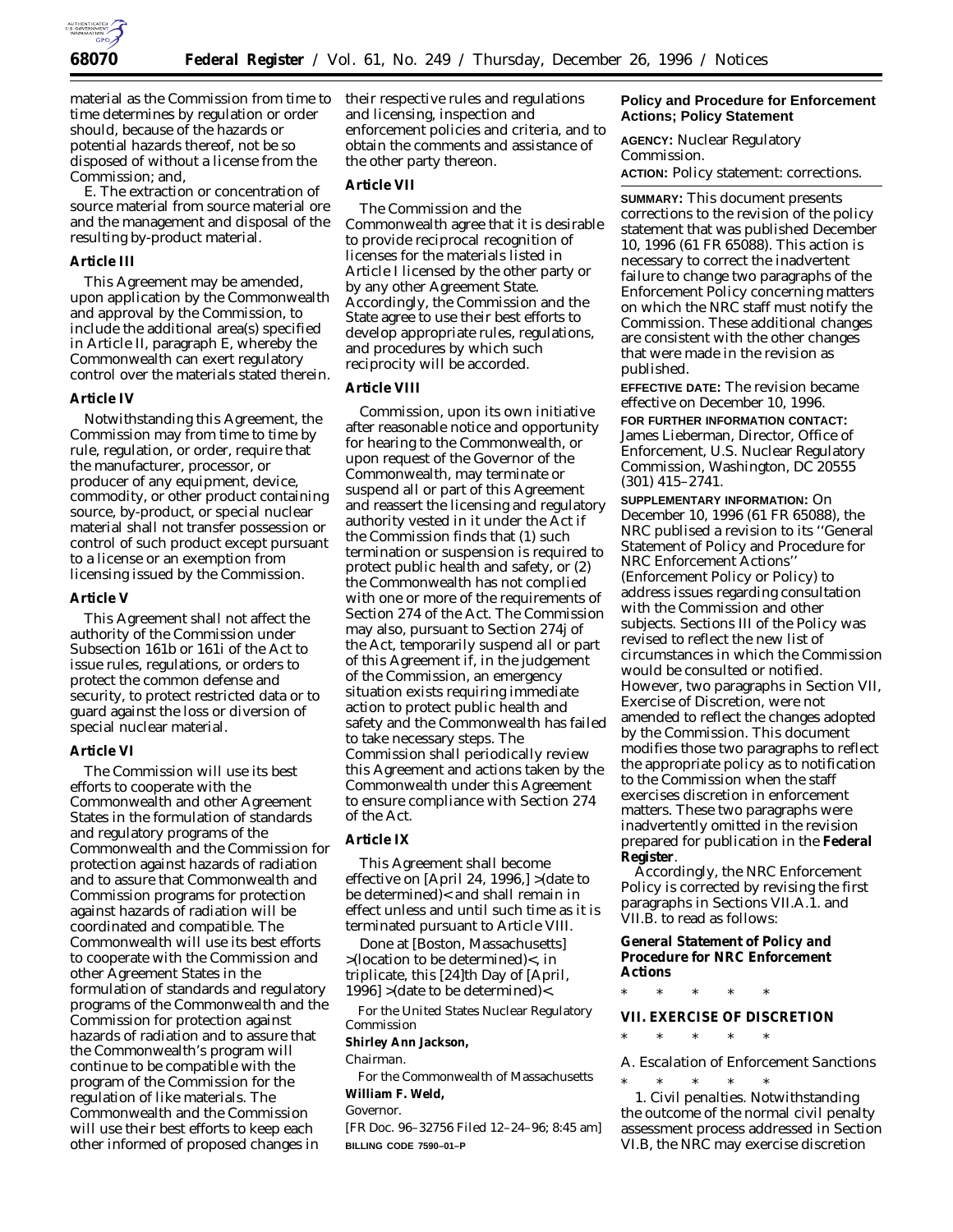material as the Commission from time to time determines by regulation or order should, because of the hazards or potential hazards thereof, not be so disposed of without a license from the Commission; and,

E. The extraction or concentration of source material from source material ore and the management and disposal of the resulting by-product material.

**Article III**

This Agreement may be amended, upon application by the Commonwealth and approval by the Commission, to include the additional area(s) specified in Article II, paragraph E, whereby the Commonwealth can exert regulatory control over the materials stated therein.

**Article IV**

Notwithstanding this Agreement, the Commission may from time to time by rule, regulation, or order, require that the manufacturer, processor, or producer of any equipment, device, commodity, or other product containing source, by-product, or special nuclear material shall not transfer possession or control of such product except pursuant to a license or an exemption from licensing issued by the Commission.

**Article V**

This Agreement shall not affect the authority of the Commission under Subsection 161b or 161i of the Act to issue rules, regulations, or orders to protect the common defense and security, to protect restricted data or to guard against the loss or diversion of special nuclear material.

**Article VI**

The Commission will use its best efforts to cooperate with the Commonwealth and other Agreement States in the formulation of standards and regulatory programs of the Commonwealth and the Commission for protection against hazards of radiation and to assure that Commonwealth and Commission programs for protection against hazards of radiation will be coordinated and compatible. The Commonwealth will use its best efforts to cooperate with the Commission and other Agreement States in the formulation of standards and regulatory programs of the Commonwealth and the Commission for protection against hazards of radiation and to assure that the Commonwealth's program will continue to be compatible with the program of the Commission for the regulation of like materials. The Commonwealth and the Commission will use their best efforts to keep each other informed of proposed changes in their respective rules and regulations and licensing, inspection and enforcement policies and criteria, and to obtain the comments and assistance of the other party thereon.

**Article VII**

The Commission and the Commonwealth agree that it is desirable to provide reciprocal recognition of licenses for the materials listed in Article I licensed by the other party or by any other Agreement State. Accordingly, the Commission and the State agree to use their best efforts to develop appropriate rules, regulations, and procedures by which such reciprocity will be accorded.

**Article VIII**

Commission, upon its own initiative after reasonable notice and opportunity for hearing to the Commonwealth, or upon request of the Governor of the Commonwealth, may terminate or suspend all or part of this Agreement and reassert the licensing and regulatory authority vested in it under the Act if the Commission finds that (1) such termination or suspension is required to protect public health and safety, or (2) the Commonwealth has not complied with one or more of the requirements of Section 274 of the Act. The Commission may also, pursuant to Section 274j of the Act, temporarily suspend all or part of this Agreement if, in the judgement of the Commission, an emergency situation exists requiring immediate action to protect public health and safety and the Commonwealth has failed to take necessary steps. The Commission shall periodically review this Agreement and actions taken by the Commonwealth under this Agreement to ensure compliance with Section 274 of the Act.

**Article IX**

This Agreement shall become effective on [April 24, 1996,] >(date to be determined)< and shall remain in effect unless and until such time as it is terminated pursuant to Article VIII.

Done at [Boston, Massachusetts] >(location to be determined)<, in triplicate, this [24]th Day of [April, 1996] >(date to be determined)<.

For the United States Nuclear Regulatory Commission

**Shirley Ann Jackson,**

*Chairman.*

For the Commonwealth of Massachusetts

**William F. Weld,**

*Governor.*

[FR Doc. 96–32756 Filed 12–24–96; 8:45 am]

**BILLING CODE 7590–01–P**

## Policy and Procedure for Enforcement Actions; Policy Statement

**AGENCY:** Nuclear Regulatory Commission.

**ACTION:** Policy statement: corrections.

**SUMMARY:** This document presents corrections to the revision of the policy statement that was published December 10, 1996 (61 FR 65088). This action is necessary to correct the inadvertent failure to change two paragraphs of the Enforcement Policy concerning matters on which the NRC staff must notify the Commission. These additional changes are consistent with the other changes that were made in the revision as published.

**EFFECTIVE DATE:** The revision became effective on December 10, 1996.

**FOR FURTHER INFORMATION CONTACT:** James Lieberman, Director, Office of Enforcement, U.S. Nuclear Regulatory Commission, Washington, DC 20555 (301) 415–2741.

**SUPPLEMENTARY INFORMATION:** On December 10, 1996 (61 FR 65088), the NRC publised a revision to its ''General Statement of Policy and Procedure for NRC Enforcement Actions'' (Enforcement Policy or Policy) to address issues regarding consultation with the Commission and other subjects. Sections III of the Policy was revised to reflect the new list of circumstances in which the Commission would be consulted or notified. However, two paragraphs in Section VII, Exercise of Discretion, were not amended to reflect the changes adopted by the Commission. This document modifies those two paragraphs to reflect the appropriate policy as to notification to the Commission when the staff exercises discretion in enforcement matters. These two paragraphs were inadvertently omitted in the revision prepared for publication in the **Federal Register**.

Accordingly, the NRC Enforcement Policy is corrected by revising the first paragraphs in Sections VII.A.1. and VII.B. to read as follows:

### General Statement of Policy and Procedure for NRC Enforcement Actions

\* \* \* \* \*

### VII. EXERCISE OF DISCRETION

\* \* \* \* \*

*A. Escalation of Enforcement Sanctions*

\* \* \* \* \*

1. *Civil penalties.* Notwithstanding the outcome of the normal civil penalty assessment process addressed in Section VI.B, the NRC may exercise discretion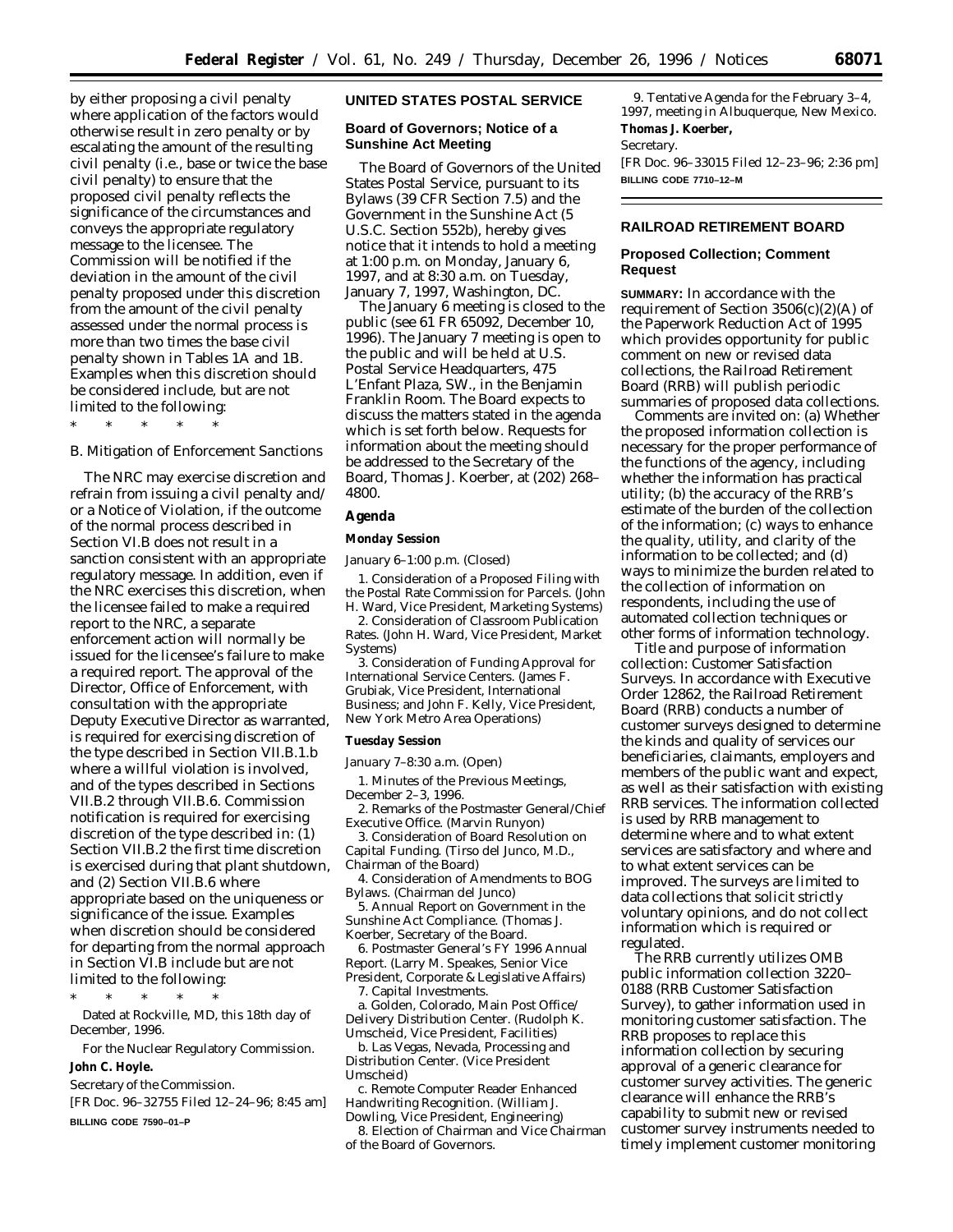by either proposing a civil penalty where application of the factors would otherwise result in zero penalty or by escalating the amount of the resulting civil penalty (i.e., base or twice the base civil penalty) to ensure that the proposed civil penalty reflects the significance of the circumstances and conveys the appropriate regulatory message to the licensee. The Commission will be notified if the deviation in the amount of the civil penalty proposed under this discretion from the amount of the civil penalty assessed under the normal process is more than two times the base civil penalty shown in Tables 1A and 1B. Examples when this discretion should be considered include, but are not limited to the following:

\* \* \* \* \*

*B. Mitigation of Enforcement Sanctions*

The NRC may exercise discretion and refrain from issuing a civil penalty and/or a Notice of Violation, if the outcome of the normal process described in Section VI.B does not result in a sanction consistent with an appropriate regulatory message. In addition, even if the NRC exercises this discretion, when the licensee failed to make a required report to the NRC, a separate enforcement action will normally be issued for the licensee's failure to make a required report. The approval of the Director, Office of Enforcement, with consultation with the appropriate Deputy Executive Director as warranted, is required for exercising discretion of the type described in Section VII.B.1.b where a willful violation is involved, and of the types described in Sections VII.B.2 through VII.B.6. Commission notification is required for exercising discretion of the type described in: (1) Section VII.B.2 the first time discretion is exercised during that plant shutdown, and (2) Section VII.B.6 where appropriate based on the uniqueness or significance of the issue. Examples when discretion should be considered for departing from the normal approach in Section VI.B include but are not limited to the following:

\* \* \* \* \*

Dated at Rockville, MD, this 18th day of December, 1996.

For the Nuclear Regulatory Commission.

**John C. Hoyle,**

*Secretary of the Commission.*

[FR Doc. 96–32755 Filed 12–24–96; 8:45 am]

**BILLING CODE 7590–01–P**

## UNITED STATES POSTAL SERVICE

### Board of Governors; Notice of a Sunshine Act Meeting

The Board of Governors of the United States Postal Service, pursuant to its Bylaws (39 CFR Section 7.5) and the Government in the Sunshine Act (5 U.S.C. Section 552b), hereby gives notice that it intends to hold a meeting at 1:00 p.m. on Monday, January 6, 1997, and at 8:30 a.m. on Tuesday, January 7, 1997, Washington, DC.

The January 6 meeting is closed to the public (see 61 FR 65092, December 10, 1996). The January 7 meeting is open to the public and will be held at U.S. Postal Service Headquarters, 475 L'Enfant Plaza, SW., in the Benjamin Franklin Room. The Board expects to discuss the matters stated in the agenda which is set forth below. Requests for information about the meeting should be addressed to the Secretary of the Board, Thomas J. Koerber, at (202) 268–4800.

### Agenda

#### Monday Session

January 6–1:00 p.m. (Closed)

1. Consideration of a Proposed Filing with the Postal Rate Commission for Parcels. (John H. Ward, Vice President, Marketing Systems)
2. Consideration of Classroom Publication Rates. (John H. Ward, Vice President, Market Systems)
3. Consideration of Funding Approval for International Service Centers. (James F. Grubiak, Vice President, International Business; and John F. Kelly, Vice President, New York Metro Area Operations)

#### Tuesday Session

January 7–8:30 a.m. (Open)

1. Minutes of the Previous Meetings, December 2–3, 1996.
2. Remarks of the Postmaster General/Chief Executive Office. (Marvin Runyon)
3. Consideration of Board Resolution on Capital Funding. (Tirso del Junco, M.D., Chairman of the Board)
4. Consideration of Amendments to BOG Bylaws. (Chairman del Junco)
5. Annual Report on Government in the Sunshine Act Compliance. (Thomas J. Koerber, Secretary of the Board.
6. Postmaster General's FY 1996 Annual Report. (Larry M. Speakes, Senior Vice President, Corporate & Legislative Affairs)
7. Capital Investments.
   a. Golden, Colorado, Main Post Office/Delivery Distribution Center. (Rudolph K. Umscheid, Vice President, Facilities)
   b. Las Vegas, Nevada, Processing and Distribution Center. (Vice President Umscheid)
   c. Remote Computer Reader Enhanced Handwriting Recognition. (William J. Dowling, Vice President, Engineering)
8. Election of Chairman and Vice Chairman of the Board of Governors.
9. Tentative Agenda for the February 3–4, 1997, meeting in Albuquerque, New Mexico.

**Thomas J. Koerber,**

*Secretary.*

[FR Doc. 96–33015 Filed 12–23–96; 2:36 pm]

**BILLING CODE 7710–12–M**

## RAILROAD RETIREMENT BOARD

### Proposed Collection; Comment Request

**SUMMARY:** In accordance with the requirement of Section 3506(c)(2)(A) of the Paperwork Reduction Act of 1995 which provides opportunity for public comment on new or revised data collections, the Railroad Retirement Board (RRB) will publish periodic summaries of proposed data collections.

Comments are invited on: (a) Whether the proposed information collection is necessary for the proper performance of the functions of the agency, including whether the information has practical utility; (b) the accuracy of the RRB's estimate of the burden of the collection of the information; (c) ways to enhance the quality, utility, and clarity of the information to be collected; and (d) ways to minimize the burden related to the collection of information on respondents, including the use of automated collection techniques or other forms of information technology.

*Title and purpose of information collection:* Customer Satisfaction Surveys. In accordance with Executive Order 12862, the Railroad Retirement Board (RRB) conducts a number of customer surveys designed to determine the kinds and quality of services our beneficiaries, claimants, employers and members of the public want and expect, as well as their satisfaction with existing RRB services. The information collected is used by RRB management to determine where and to what extent services are satisfactory and where and to what extent services can be improved. The surveys are limited to data collections that solicit strictly voluntary opinions, and do not collect information which is required or regulated.

The RRB currently utilizes OMB public information collection 3220–0188 (RRB Customer Satisfaction Survey), to gather information used in monitoring customer satisfaction. The RRB proposes to replace this information collection by securing approval of a generic clearance for customer survey activities. The generic clearance will enhance the RRB's capability to submit new or revised customer survey instruments needed to timely implement customer monitoring